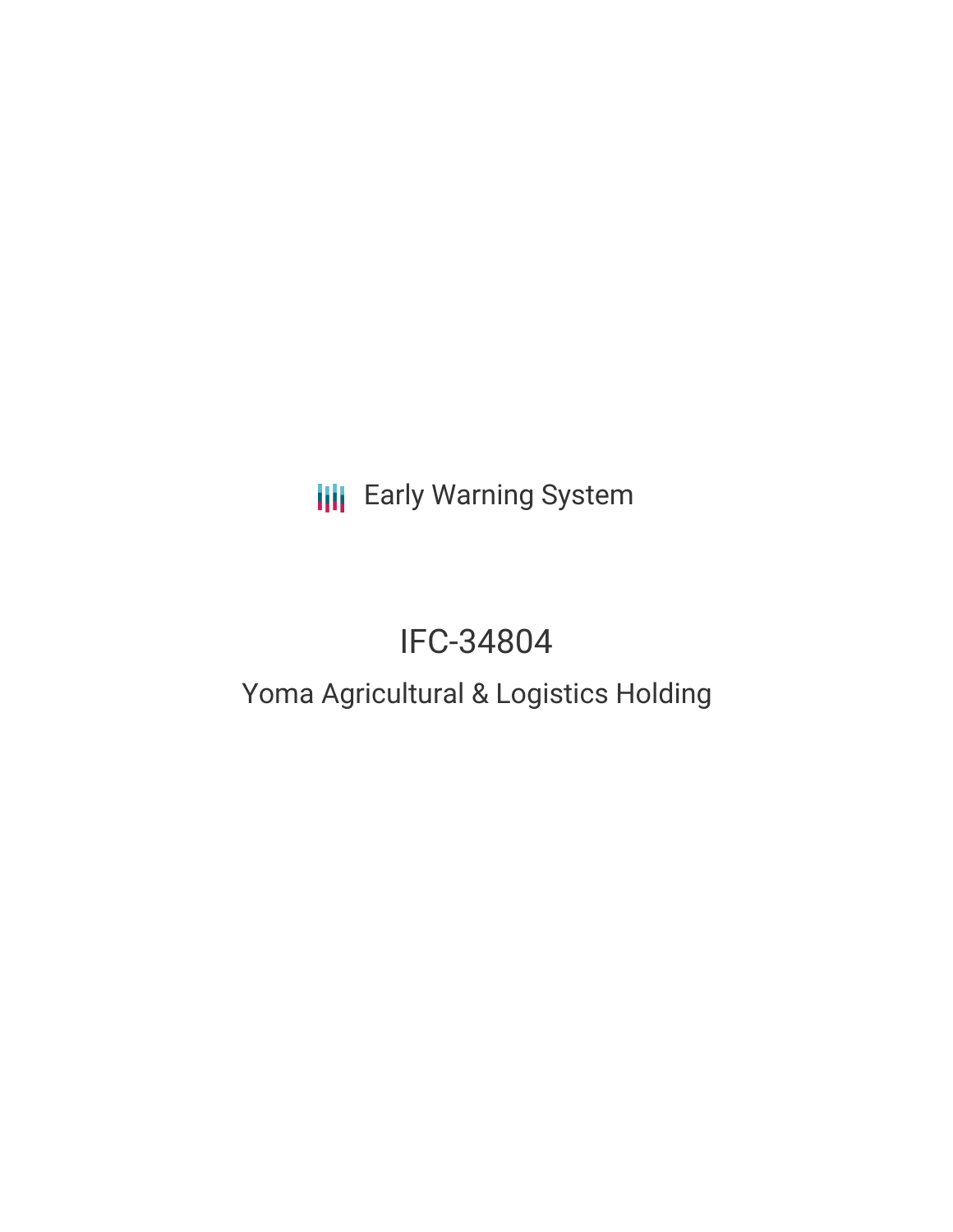Early Warning System

# IFC-34804

## Yoma Agricultural & Logistics Holding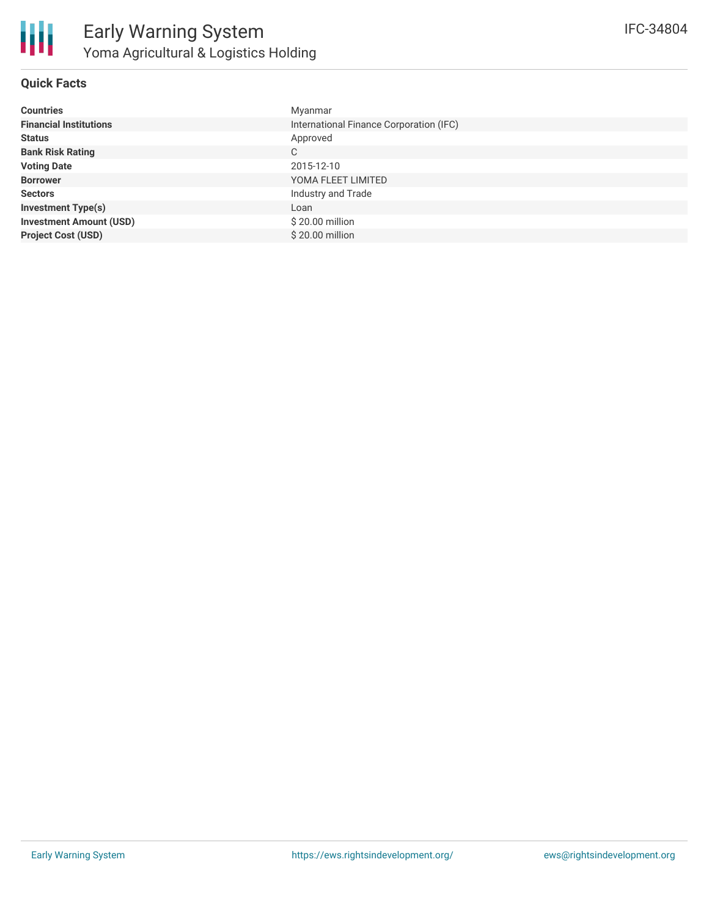# Early Warning System

## Yoma Agricultural & Logistics Holding

IFC-34804

### Quick Facts

| | |
|---|---|
| **Countries** | Myanmar |
| **Financial Institutions** | International Finance Corporation (IFC) |
| **Status** | Approved |
| **Bank Risk Rating** | C |
| **Voting Date** | 2015-12-10 |
| **Borrower** | YOMA FLEET LIMITED |
| **Sectors** | Industry and Trade |
| **Investment Type(s)** | Loan |
| **Investment Amount (USD)** | $ 20.00 million |
| **Project Cost (USD)** | $ 20.00 million |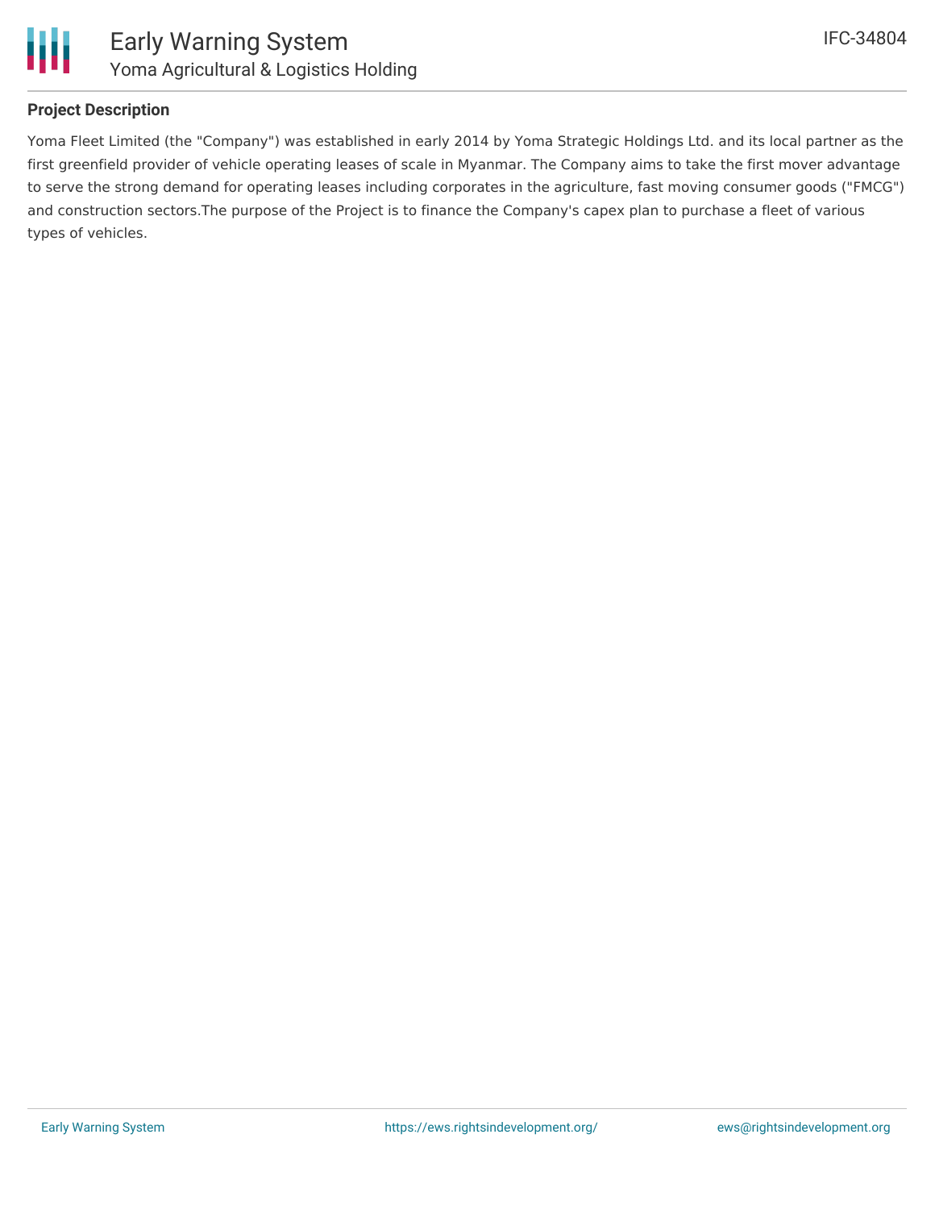## Project Description

Yoma Fleet Limited (the "Company") was established in early 2014 by Yoma Strategic Holdings Ltd. and its local partner as the first greenfield provider of vehicle operating leases of scale in Myanmar. The Company aims to take the first mover advantage to serve the strong demand for operating leases including corporates in the agriculture, fast moving consumer goods ("FMCG") and construction sectors.The purpose of the Project is to finance the Company's capex plan to purchase a fleet of various types of vehicles.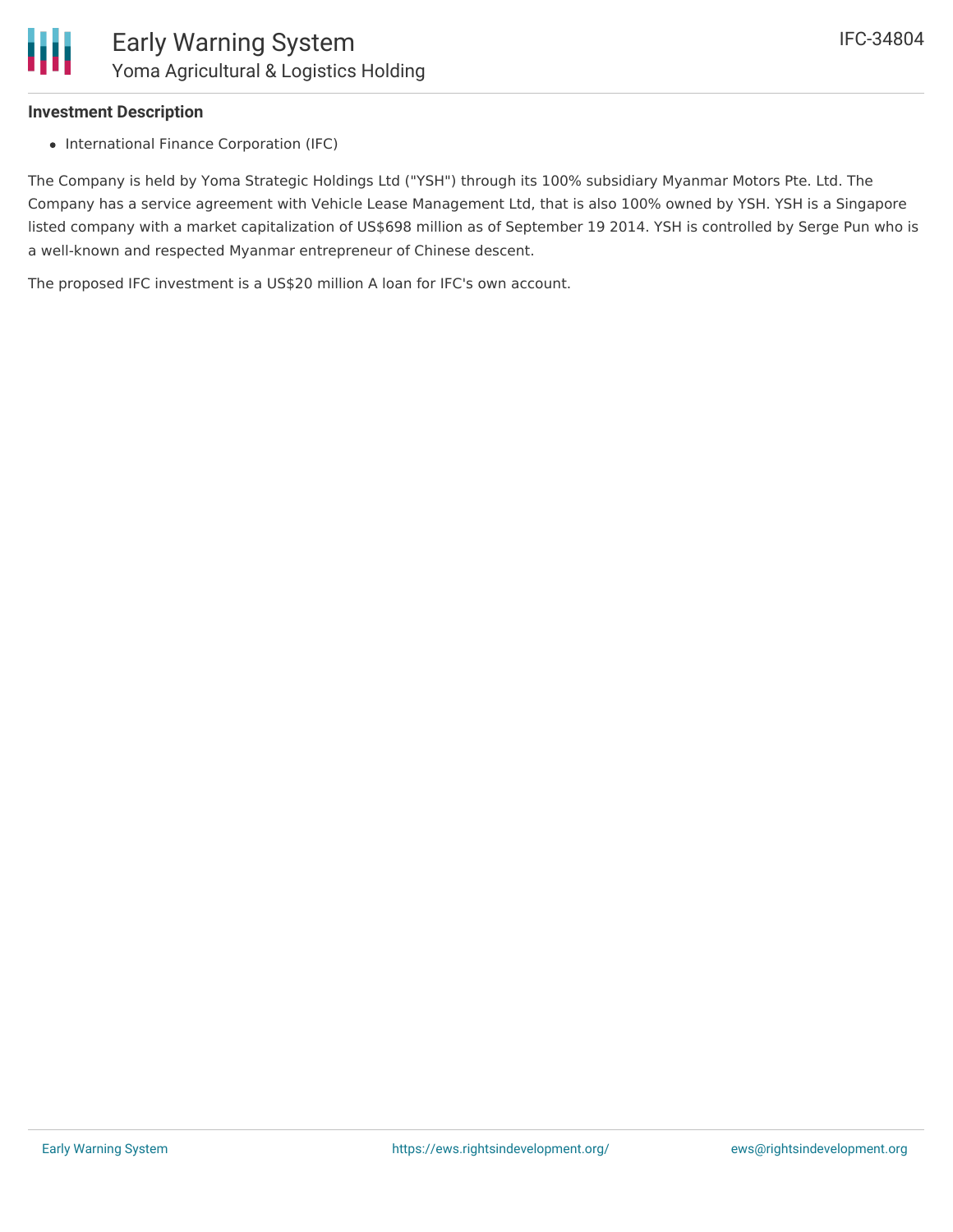### Investment Description

- International Finance Corporation (IFC)

The Company is held by Yoma Strategic Holdings Ltd ("YSH") through its 100% subsidiary Myanmar Motors Pte. Ltd. The Company has a service agreement with Vehicle Lease Management Ltd, that is also 100% owned by YSH. YSH is a Singapore listed company with a market capitalization of US$698 million as of September 19 2014. YSH is controlled by Serge Pun who is a well-known and respected Myanmar entrepreneur of Chinese descent.

The proposed IFC investment is a US$20 million A loan for IFC's own account.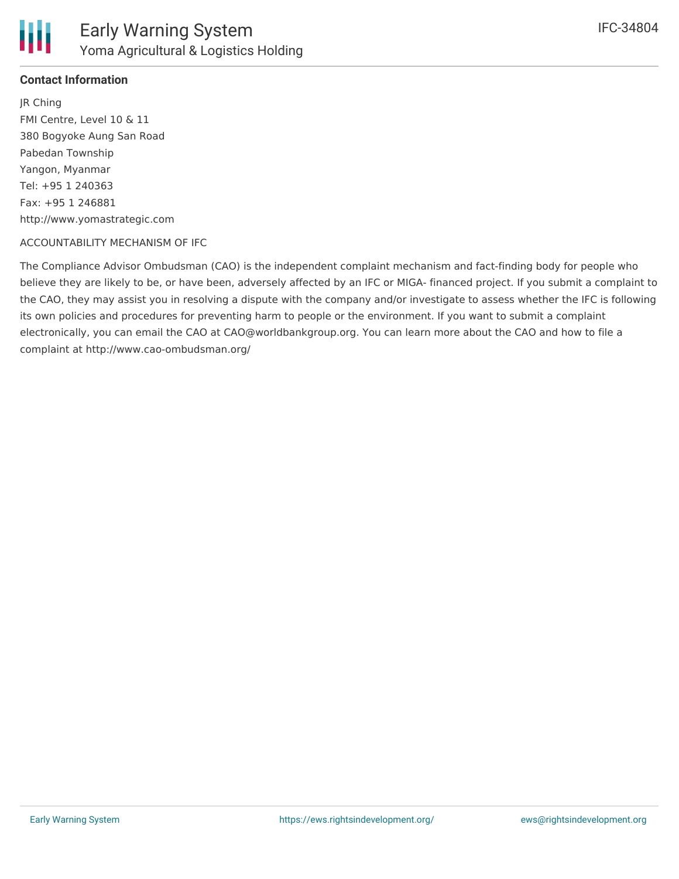**Contact Information**

JR Ching
FMI Centre, Level 10 & 11
380 Bogyoke Aung San Road
Pabedan Township
Yangon, Myanmar
Tel: +95 1 240363
Fax: +95 1 246881
http://www.yomastrategic.com

ACCOUNTABILITY MECHANISM OF IFC

The Compliance Advisor Ombudsman (CAO) is the independent complaint mechanism and fact-finding body for people who believe they are likely to be, or have been, adversely affected by an IFC or MIGA- financed project. If you submit a complaint to the CAO, they may assist you in resolving a dispute with the company and/or investigate to assess whether the IFC is following its own policies and procedures for preventing harm to people or the environment. If you want to submit a complaint electronically, you can email the CAO at CAO@worldbankgroup.org. You can learn more about the CAO and how to file a complaint at http://www.cao-ombudsman.org/